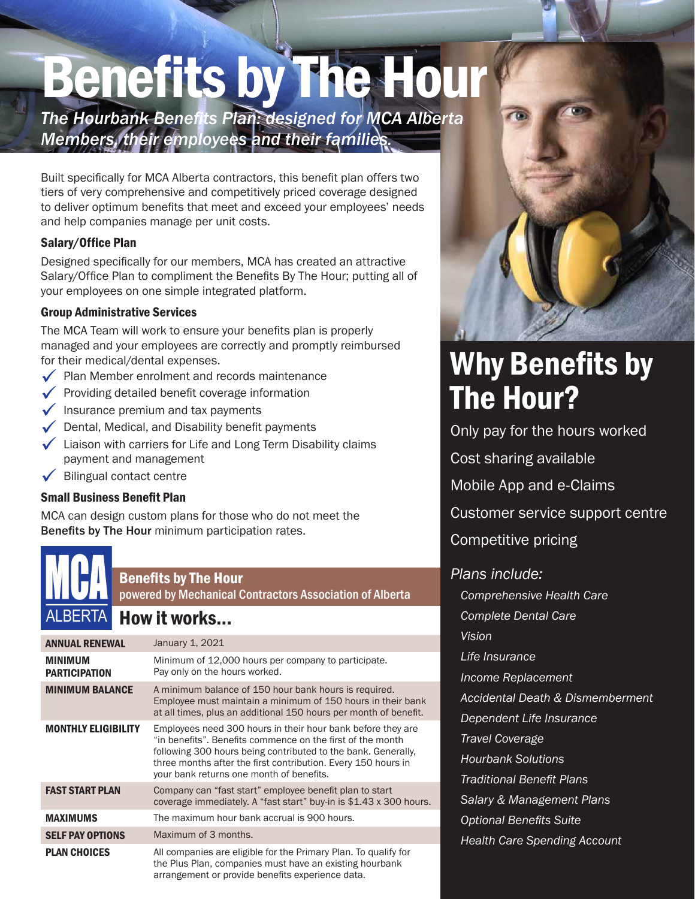# Benefits by The Hour

*The Hourbank Benefits Plan: designed for MCA Alberta Members, their employees and their families.*

Built specifically for MCA Alberta contractors, this benefit plan offers two tiers of very comprehensive and competitively priced coverage designed to deliver optimum benefits that meet and exceed your employees' needs and help companies manage per unit costs.

### Salary/Office Plan

Designed specifically for our members, MCA has created an attractive Salary/Office Plan to compliment the Benefits By The Hour; putting all of your employees on one simple integrated platform.

### Group Administrative Services

The MCA Team will work to ensure your benefits plan is properly managed and your employees are correctly and promptly reimbursed for their medical/dental expenses.

- ✓ Plan Member enrolment and records maintenance
- ✓ Providing detailed benefit coverage information
- ✓ Insurance premium and tax payments
- ✓ Dental, Medical, and Disability benefit payments
- ✓ Liaison with carriers for Life and Long Term Disability claims payment and management
- ✓ Bilingual contact centre

### Small Business Benefit Plan

MCA can design custom plans for those who do not meet the **Benefits by The Hour** minimum participation rates.

MCA ALBERTA

**Benefits by The Hour**
**powered by Mechanical Contractors Association of Alberta**

## How it works...

| | |
|---|---|
| **ANNUAL RENEWAL** | January 1, 2021 |
| **MINIMUM PARTICIPATION** | Minimum of 12,000 hours per company to participate. Pay only on the hours worked. |
| **MINIMUM BALANCE** | A minimum balance of 150 hour bank hours is required. Employee must maintain a minimum of 150 hours in their bank at all times, plus an additional 150 hours per month of benefit. |
| **MONTHLY ELIGIBILITY** | Employees need 300 hours in their hour bank before they are "in benefits". Benefits commence on the first of the month following 300 hours being contributed to the bank. Generally, three months after the first contribution. Every 150 hours in your bank returns one month of benefits. |
| **FAST START PLAN** | Company can "fast start" employee benefit plan to start coverage immediately. A "fast start" buy-in is $1.43 x 300 hours. |
| **MAXIMUMS** | The maximum hour bank accrual is 900 hours. |
| **SELF PAY OPTIONS** | Maximum of 3 months. |
| **PLAN CHOICES** | All companies are eligible for the Primary Plan. To qualify for the Plus Plan, companies must have an existing hourbank arrangement or provide benefits experience data. |

## Why Benefits by The Hour?

Only pay for the hours worked

Cost sharing available

Mobile App and e-Claims

Customer service support centre

Competitive pricing

*Plans include:*

- *Comprehensive Health Care*
- *Complete Dental Care*
- *Vision*
- *Life Insurance*
- *Income Replacement*
- *Accidental Death & Dismemberment*
- *Dependent Life Insurance*
- *Travel Coverage*
- *Hourbank Solutions*
- *Traditional Benefit Plans*
- *Salary & Management Plans*
- *Optional Benefits Suite*
- *Health Care Spending Account*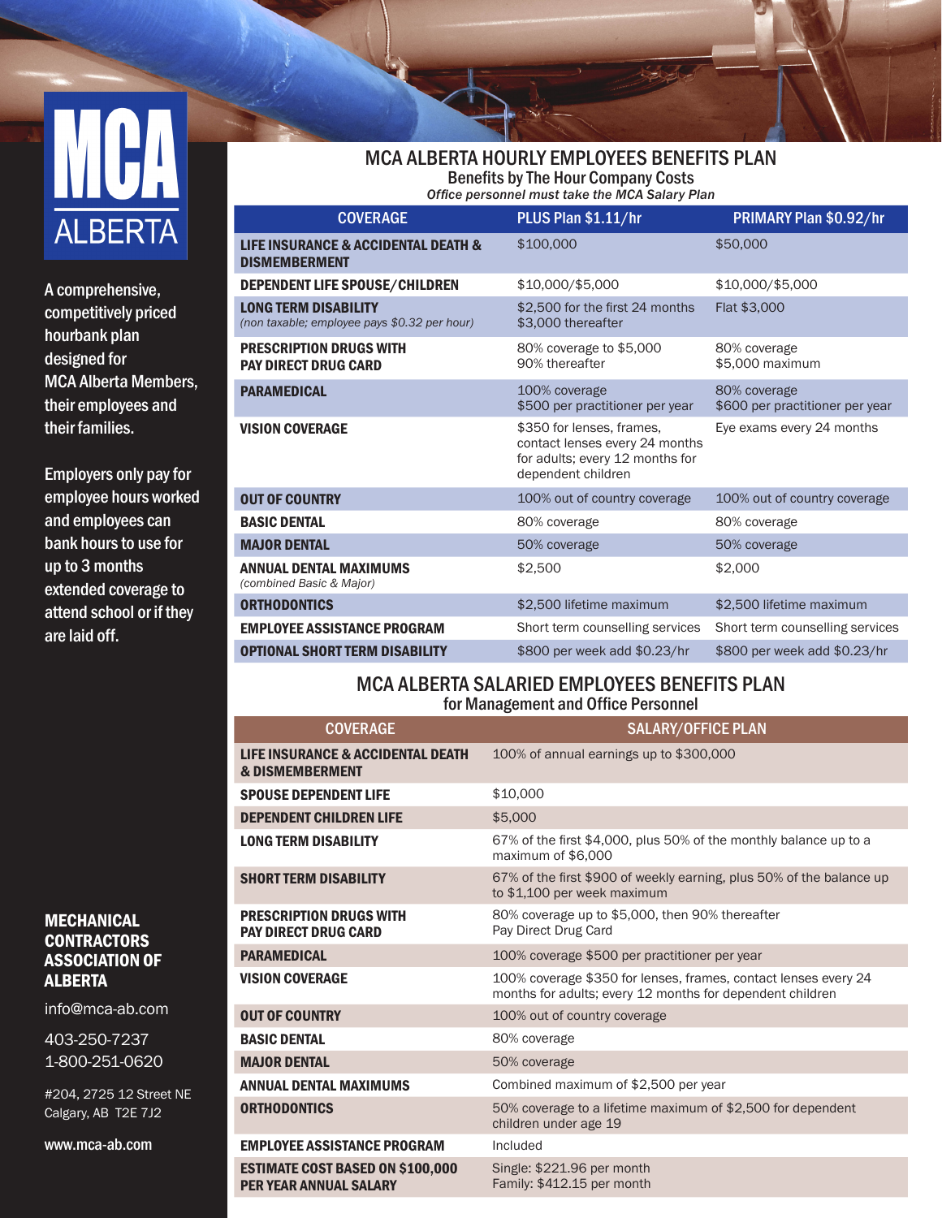# MCA ALBERTA

A comprehensive, competitively priced hourbank plan designed for MCA Alberta Members, their employees and their families.

Employers only pay for employee hours worked and employees can bank hours to use for up to 3 months extended coverage to attend school or if they are laid off.

## MCA ALBERTA HOURLY EMPLOYEES BENEFITS PLAN

### Benefits by The Hour Company Costs

*Office personnel must take the MCA Salary Plan*

| COVERAGE | PLUS Plan $1.11/hr | PRIMARY Plan $0.92/hr |
|---|---|---|
| **LIFE INSURANCE & ACCIDENTAL DEATH & DISMEMBERMENT** | $100,000 | $50,000 |
| **DEPENDENT LIFE SPOUSE/CHILDREN** | $10,000/$5,000 | $10,000/$5,000 |
| **LONG TERM DISABILITY** *(non taxable; employee pays $0.32 per hour)* | $2,500 for the first 24 months $3,000 thereafter | Flat $3,000 |
| **PRESCRIPTION DRUGS WITH PAY DIRECT DRUG CARD** | 80% coverage to $5,000 90% thereafter | 80% coverage $5,000 maximum |
| **PARAMEDICAL** | 100% coverage $500 per practitioner per year | 80% coverage $600 per practitioner per year |
| **VISION COVERAGE** | $350 for lenses, frames, contact lenses every 24 months for adults; every 12 months for dependent children | Eye exams every 24 months |
| **OUT OF COUNTRY** | 100% out of country coverage | 100% out of country coverage |
| **BASIC DENTAL** | 80% coverage | 80% coverage |
| **MAJOR DENTAL** | 50% coverage | 50% coverage |
| **ANNUAL DENTAL MAXIMUMS** *(combined Basic & Major)* | $2,500 | $2,000 |
| **ORTHODONTICS** | $2,500 lifetime maximum | $2,500 lifetime maximum |
| **EMPLOYEE ASSISTANCE PROGRAM** | Short term counselling services | Short term counselling services |
| **OPTIONAL SHORT TERM DISABILITY** | $800 per week add $0.23/hr | $800 per week add $0.23/hr |

## MCA ALBERTA SALARIED EMPLOYEES BENEFITS PLAN

### for Management and Office Personnel

| COVERAGE | SALARY/OFFICE PLAN |
|---|---|
| **LIFE INSURANCE & ACCIDENTAL DEATH & DISMEMBERMENT** | 100% of annual earnings up to $300,000 |
| **SPOUSE DEPENDENT LIFE** | $10,000 |
| **DEPENDENT CHILDREN LIFE** | $5,000 |
| **LONG TERM DISABILITY** | 67% of the first $4,000, plus 50% of the monthly balance up to a maximum of $6,000 |
| **SHORT TERM DISABILITY** | 67% of the first $900 of weekly earning, plus 50% of the balance up to $1,100 per week maximum |
| **PRESCRIPTION DRUGS WITH PAY DIRECT DRUG CARD** | 80% coverage up to $5,000, then 90% thereafter Pay Direct Drug Card |
| **PARAMEDICAL** | 100% coverage $500 per practitioner per year |
| **VISION COVERAGE** | 100% coverage $350 for lenses, frames, contact lenses every 24 months for adults; every 12 months for dependent children |
| **OUT OF COUNTRY** | 100% out of country coverage |
| **BASIC DENTAL** | 80% coverage |
| **MAJOR DENTAL** | 50% coverage |
| **ANNUAL DENTAL MAXIMUMS** | Combined maximum of $2,500 per year |
| **ORTHODONTICS** | 50% coverage to a lifetime maximum of $2,500 for dependent children under age 19 |
| **EMPLOYEE ASSISTANCE PROGRAM** | Included |
| **ESTIMATE COST BASED ON $100,000 PER YEAR ANNUAL SALARY** | Single: $221.96 per month Family: $412.15 per month |

**MECHANICAL CONTRACTORS ASSOCIATION OF ALBERTA**

info@mca-ab.com

403-250-7237
1-800-251-0620

#204, 2725 12 Street NE
Calgary, AB T2E 7J2

www.mca-ab.com